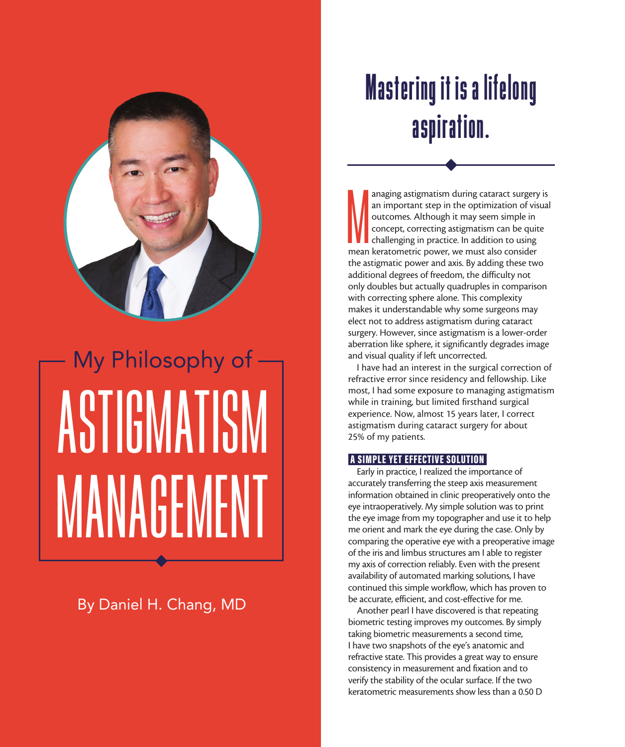# My Philosophy of ASTIGMATISM MANAGEMENT

By Daniel H. Chang, MD

## Mastering it is a lifelong aspiration.

Managing astigmatism during cataract surgery is an important step in the optimization of visual outcomes. Although it may seem simple in concept, correcting astigmatism can be quite challenging in practice. In addition to using mean keratometric power, we must also consider the astigmatic power and axis. By adding these two additional degrees of freedom, the difficulty not only doubles but actually quadruples in comparison with correcting sphere alone. This complexity makes it understandable why some surgeons may elect not to address astigmatism during cataract surgery. However, since astigmatism is a lower-order aberration like sphere, it significantly degrades image and visual quality if left uncorrected.

I have had an interest in the surgical correction of refractive error since residency and fellowship. Like most, I had some exposure to managing astigmatism while in training, but limited firsthand surgical experience. Now, almost 15 years later, I correct astigmatism during cataract surgery for about 25% of my patients.

### A SIMPLE YET EFFECTIVE SOLUTION

Early in practice, I realized the importance of accurately transferring the steep axis measurement information obtained in clinic preoperatively onto the eye intraoperatively. My simple solution was to print the eye image from my topographer and use it to help me orient and mark the eye during the case. Only by comparing the operative eye with a preoperative image of the iris and limbus structures am I able to register my axis of correction reliably. Even with the present availability of automated marking solutions, I have continued this simple workflow, which has proven to be accurate, efficient, and cost-effective for me.

Another pearl I have discovered is that repeating biometric testing improves my outcomes. By simply taking biometric measurements a second time, I have two snapshots of the eye's anatomic and refractive state. This provides a great way to ensure consistency in measurement and fixation and to verify the stability of the ocular surface. If the two keratometric measurements show less than a 0.50 D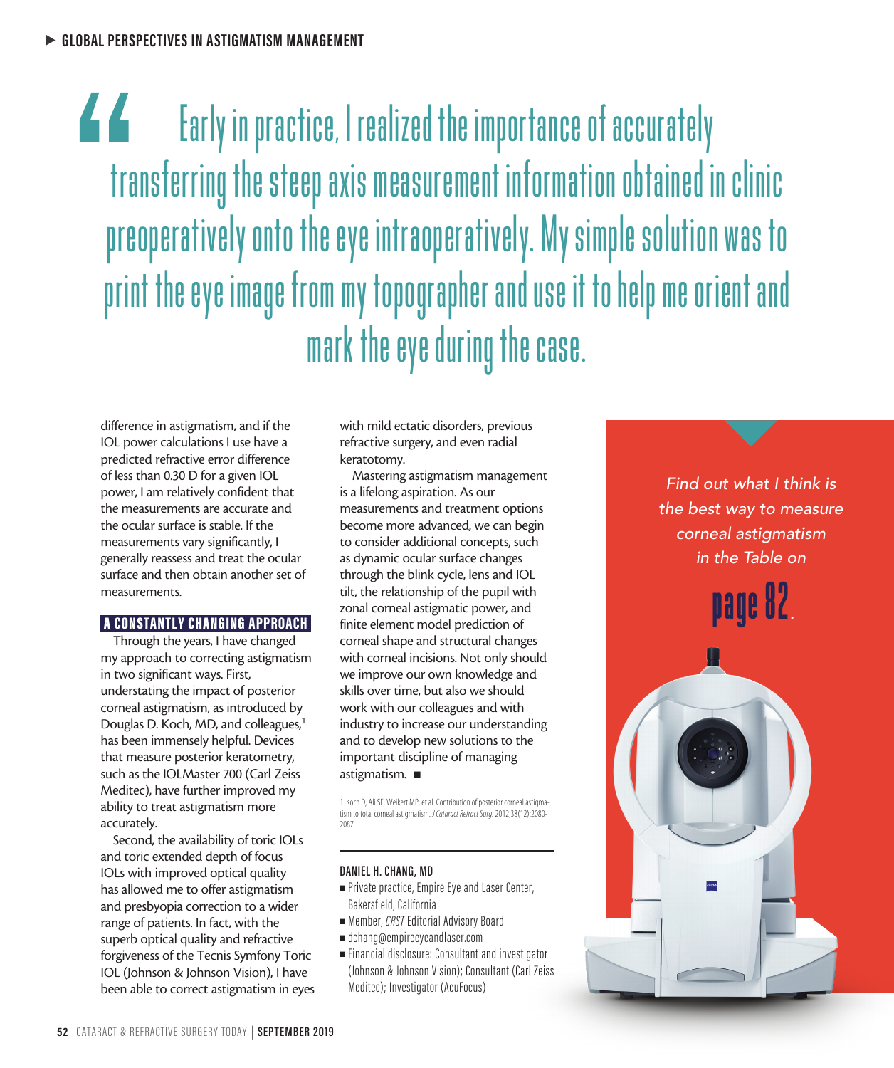> "Early in practice, I realized the importance of accurately transferring the steep axis measurement information obtained in clinic preoperatively onto the eye intraoperatively. My simple solution was to print the eye image from my topographer and use it to help me orient and mark the eye during the case.

difference in astigmatism, and if the IOL power calculations I use have a predicted refractive error difference of less than 0.30 D for a given IOL power, I am relatively confident that the measurements are accurate and the ocular surface is stable. If the measurements vary significantly, I generally reassess and treat the ocular surface and then obtain another set of measurements.

## A CONSTANTLY CHANGING APPROACH

Through the years, I have changed my approach to correcting astigmatism in two significant ways. First, understating the impact of posterior corneal astigmatism, as introduced by Douglas D. Koch, MD, and colleagues,[1] has been immensely helpful. Devices that measure posterior keratometry, such as the IOLMaster 700 (Carl Zeiss Meditec), have further improved my ability to treat astigmatism more accurately.

Second, the availability of toric IOLs and toric extended depth of focus IOLs with improved optical quality has allowed me to offer astigmatism and presbyopia correction to a wider range of patients. In fact, with the superb optical quality and refractive forgiveness of the Tecnis Symfony Toric IOL (Johnson & Johnson Vision), I have been able to correct astigmatism in eyes with mild ectatic disorders, previous refractive surgery, and even radial keratotomy.

Mastering astigmatism management is a lifelong aspiration. As our measurements and treatment options become more advanced, we can begin to consider additional concepts, such as dynamic ocular surface changes through the blink cycle, lens and IOL tilt, the relationship of the pupil with zonal corneal astigmatic power, and finite element model prediction of corneal shape and structural changes with corneal incisions. Not only should we improve our own knowledge and skills over time, but also we should work with our colleagues and with industry to increase our understanding and to develop new solutions to the important discipline of managing astigmatism. ■

1. Koch D, Ali SF, Weikert MP, et al. Contribution of posterior corneal astigmatism to total corneal astigmatism. *J Cataract Refract Surg.* 2012;38(12):2080-2087.

*Find out what I think is the best way to measure corneal astigmatism in the Table on* **page 82.**

**DANIEL H. CHANG, MD**
- Private practice, Empire Eye and Laser Center, Bakersfield, California
- Member, *CRST* Editorial Advisory Board
- dchang@empireeyeandlaser.com
- Financial disclosure: Consultant and investigator (Johnson & Johnson Vision); Consultant (Carl Zeiss Meditec); Investigator (AcuFocus)